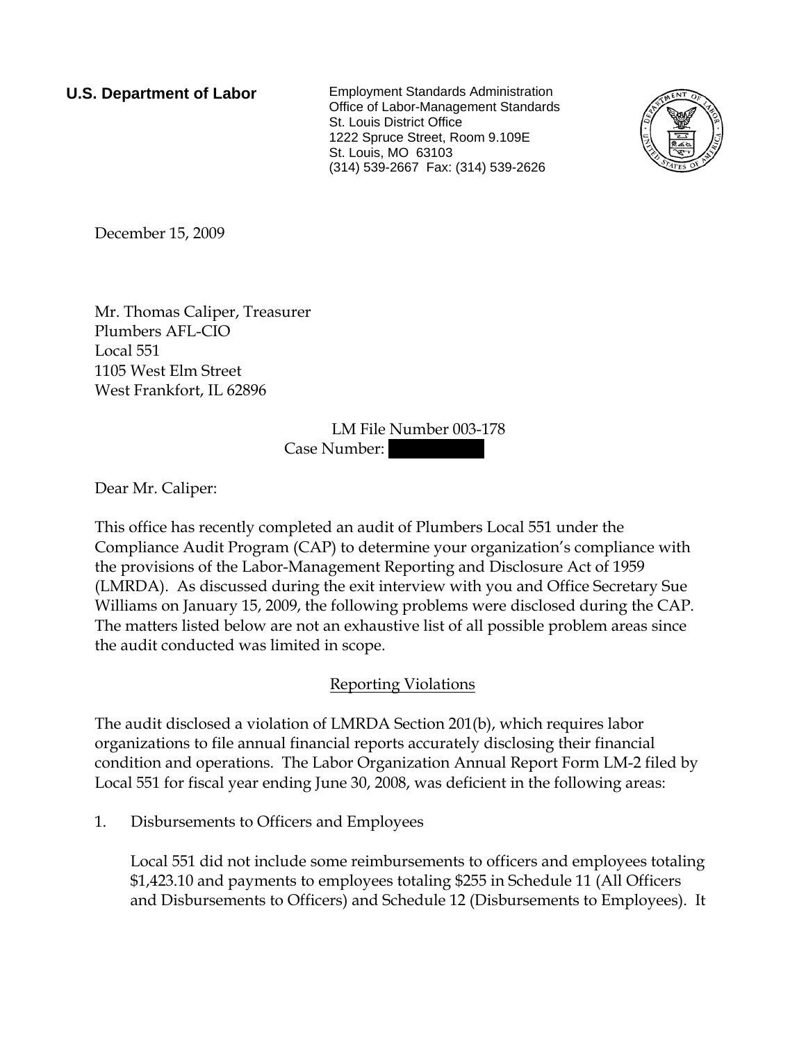**U.S. Department of Labor**

Employment Standards Administration
Office of Labor-Management Standards
St. Louis District Office
1222 Spruce Street, Room 9.109E
St. Louis, MO 63103
(314) 539-2667 Fax: (314) 539-2626

December 15, 2009

Mr. Thomas Caliper, Treasurer
Plumbers AFL-CIO
Local 551
1105 West Elm Street
West Frankfort, IL 62896

LM File Number 003-178
Case Number: [REDACTED]

Dear Mr. Caliper:

This office has recently completed an audit of Plumbers Local 551 under the Compliance Audit Program (CAP) to determine your organization's compliance with the provisions of the Labor-Management Reporting and Disclosure Act of 1959 (LMRDA). As discussed during the exit interview with you and Office Secretary Sue Williams on January 15, 2009, the following problems were disclosed during the CAP. The matters listed below are not an exhaustive list of all possible problem areas since the audit conducted was limited in scope.

## Reporting Violations

The audit disclosed a violation of LMRDA Section 201(b), which requires labor organizations to file annual financial reports accurately disclosing their financial condition and operations. The Labor Organization Annual Report Form LM-2 filed by Local 551 for fiscal year ending June 30, 2008, was deficient in the following areas:

1. Disbursements to Officers and Employees

   Local 551 did not include some reimbursements to officers and employees totaling $1,423.10 and payments to employees totaling $255 in Schedule 11 (All Officers and Disbursements to Officers) and Schedule 12 (Disbursements to Employees). It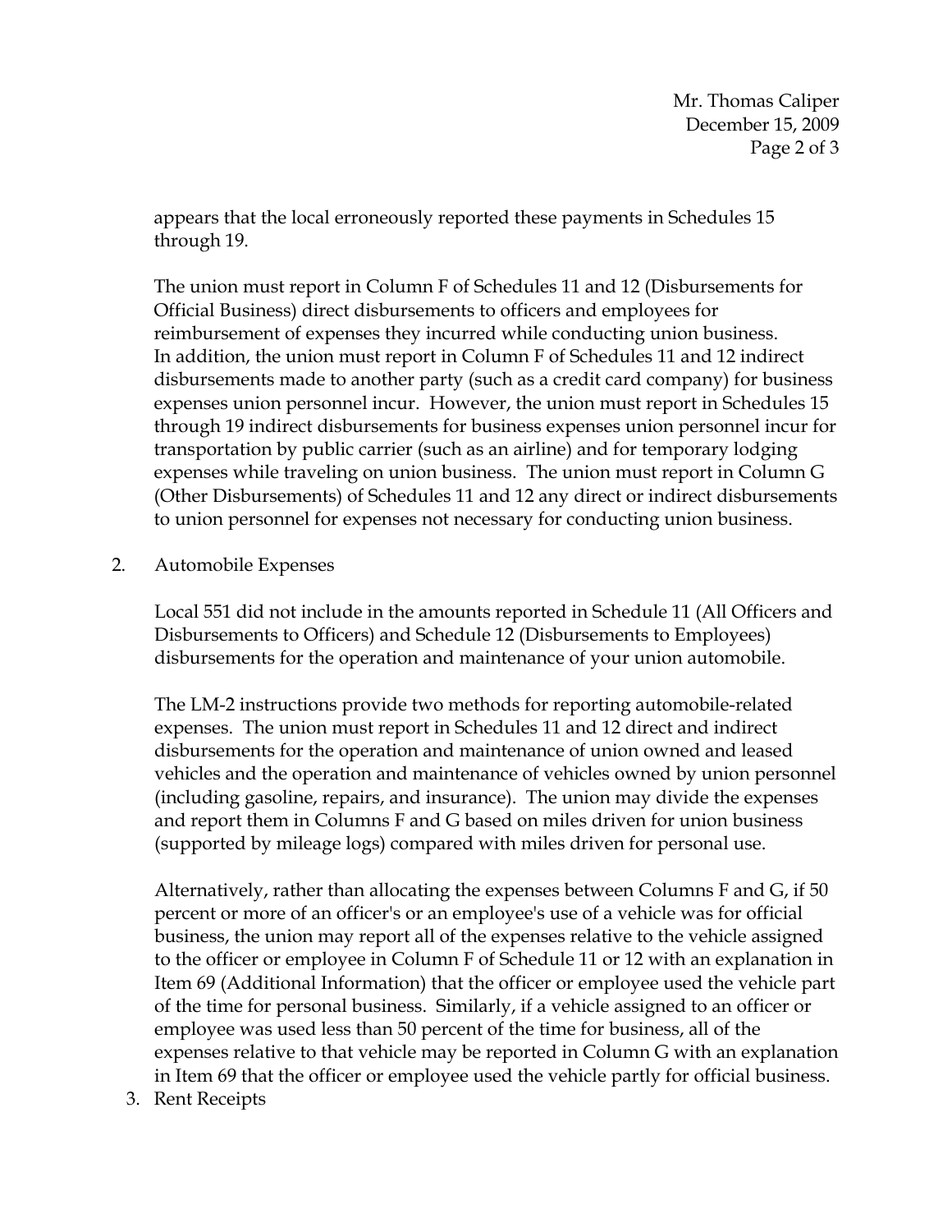appears that the local erroneously reported these payments in Schedules 15 through 19.

The union must report in Column F of Schedules 11 and 12 (Disbursements for Official Business) direct disbursements to officers and employees for reimbursement of expenses they incurred while conducting union business. In addition, the union must report in Column F of Schedules 11 and 12 indirect disbursements made to another party (such as a credit card company) for business expenses union personnel incur. However, the union must report in Schedules 15 through 19 indirect disbursements for business expenses union personnel incur for transportation by public carrier (such as an airline) and for temporary lodging expenses while traveling on union business. The union must report in Column G (Other Disbursements) of Schedules 11 and 12 any direct or indirect disbursements to union personnel for expenses not necessary for conducting union business.

2. Automobile Expenses

   Local 551 did not include in the amounts reported in Schedule 11 (All Officers and Disbursements to Officers) and Schedule 12 (Disbursements to Employees) disbursements for the operation and maintenance of your union automobile.

   The LM-2 instructions provide two methods for reporting automobile-related expenses. The union must report in Schedules 11 and 12 direct and indirect disbursements for the operation and maintenance of union owned and leased vehicles and the operation and maintenance of vehicles owned by union personnel (including gasoline, repairs, and insurance). The union may divide the expenses and report them in Columns F and G based on miles driven for union business (supported by mileage logs) compared with miles driven for personal use.

   Alternatively, rather than allocating the expenses between Columns F and G, if 50 percent or more of an officer's or an employee's use of a vehicle was for official business, the union may report all of the expenses relative to the vehicle assigned to the officer or employee in Column F of Schedule 11 or 12 with an explanation in Item 69 (Additional Information) that the officer or employee used the vehicle part of the time for personal business. Similarly, if a vehicle assigned to an officer or employee was used less than 50 percent of the time for business, all of the expenses relative to that vehicle may be reported in Column G with an explanation in Item 69 that the officer or employee used the vehicle partly for official business.

3. Rent Receipts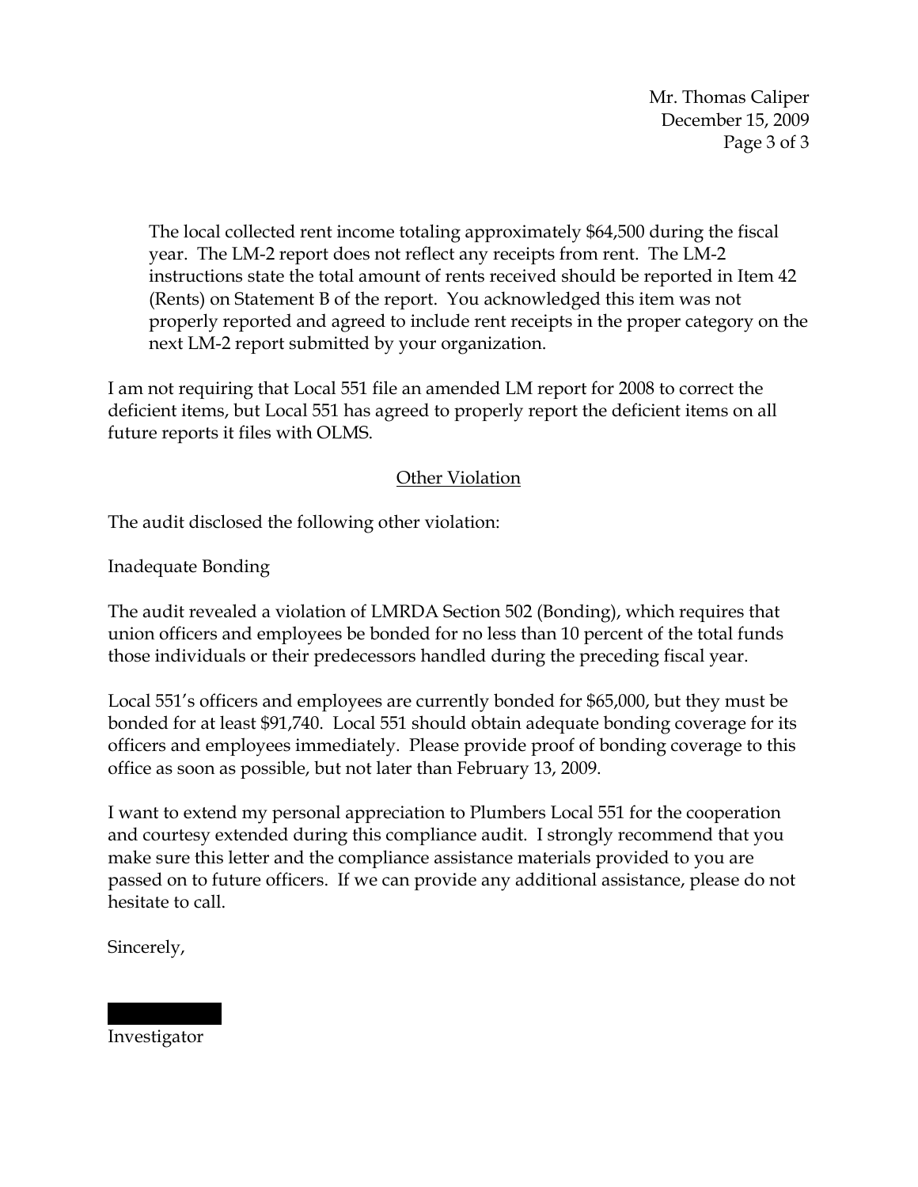The local collected rent income totaling approximately $64,500 during the fiscal year. The LM-2 report does not reflect any receipts from rent. The LM-2 instructions state the total amount of rents received should be reported in Item 42 (Rents) on Statement B of the report. You acknowledged this item was not properly reported and agreed to include rent receipts in the proper category on the next LM-2 report submitted by your organization.

I am not requiring that Local 551 file an amended LM report for 2008 to correct the deficient items, but Local 551 has agreed to properly report the deficient items on all future reports it files with OLMS.

## Other Violation

The audit disclosed the following other violation:

Inadequate Bonding

The audit revealed a violation of LMRDA Section 502 (Bonding), which requires that union officers and employees be bonded for no less than 10 percent of the total funds those individuals or their predecessors handled during the preceding fiscal year.

Local 551's officers and employees are currently bonded for $65,000, but they must be bonded for at least $91,740. Local 551 should obtain adequate bonding coverage for its officers and employees immediately. Please provide proof of bonding coverage to this office as soon as possible, but not later than February 13, 2009.

I want to extend my personal appreciation to Plumbers Local 551 for the cooperation and courtesy extended during this compliance audit. I strongly recommend that you make sure this letter and the compliance assistance materials provided to you are passed on to future officers. If we can provide any additional assistance, please do not hesitate to call.

Sincerely,

Investigator